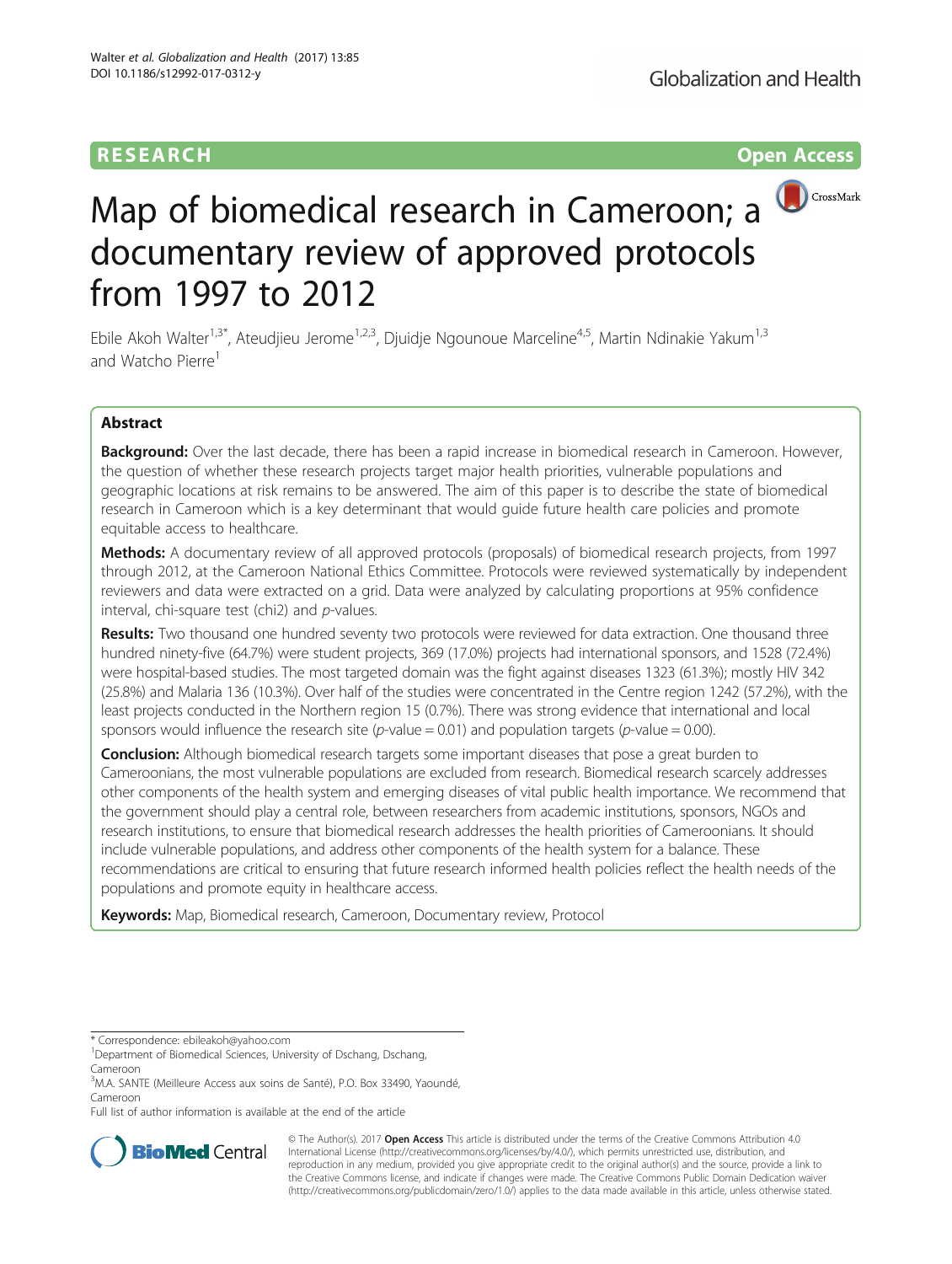RESEARCH **Open Access**

# Map of biomedical research in Cameroon; a documentary review of approved protocols from 1997 to 2012

Ebile Akoh Walter[1,3*], Ateudjieu Jerome[1,2,3], Djuidje Ngounoue Marceline[4,5], Martin Ndinakie Yakum[1,3] and Watcho Pierre[1]

## Abstract

**Background:** Over the last decade, there has been a rapid increase in biomedical research in Cameroon. However, the question of whether these research projects target major health priorities, vulnerable populations and geographic locations at risk remains to be answered. The aim of this paper is to describe the state of biomedical research in Cameroon which is a key determinant that would guide future health care policies and promote equitable access to healthcare.

**Methods:** A documentary review of all approved protocols (proposals) of biomedical research projects, from 1997 through 2012, at the Cameroon National Ethics Committee. Protocols were reviewed systematically by independent reviewers and data were extracted on a grid. Data were analyzed by calculating proportions at 95% confidence interval, chi-square test (chi2) and *p*-values.

**Results:** Two thousand one hundred seventy two protocols were reviewed for data extraction. One thousand three hundred ninety-five (64.7%) were student projects, 369 (17.0%) projects had international sponsors, and 1528 (72.4%) were hospital-based studies. The most targeted domain was the fight against diseases 1323 (61.3%); mostly HIV 342 (25.8%) and Malaria 136 (10.3%). Over half of the studies were concentrated in the Centre region 1242 (57.2%), with the least projects conducted in the Northern region 15 (0.7%). There was strong evidence that international and local sponsors would influence the research site (*p*-value = 0.01) and population targets (*p*-value = 0.00).

**Conclusion:** Although biomedical research targets some important diseases that pose a great burden to Cameroonians, the most vulnerable populations are excluded from research. Biomedical research scarcely addresses other components of the health system and emerging diseases of vital public health importance. We recommend that the government should play a central role, between researchers from academic institutions, sponsors, NGOs and research institutions, to ensure that biomedical research addresses the health priorities of Cameroonians. It should include vulnerable populations, and address other components of the health system for a balance. These recommendations are critical to ensuring that future research informed health policies reflect the health needs of the populations and promote equity in healthcare access.

**Keywords:** Map, Biomedical research, Cameroon, Documentary review, Protocol

---

* Correspondence: ebileakoh@yahoo.com

[1]Department of Biomedical Sciences, University of Dschang, Dschang, Cameroon

[3]M.A. SANTE (Meilleure Access aux soins de Santé), P.O. Box 33490, Yaoundé, Cameroon

Full list of author information is available at the end of the article

© The Author(s). 2017 **Open Access** This article is distributed under the terms of the Creative Commons Attribution 4.0 International License (http://creativecommons.org/licenses/by/4.0/), which permits unrestricted use, distribution, and reproduction in any medium, provided you give appropriate credit to the original author(s) and the source, provide a link to the Creative Commons license, and indicate if changes were made. The Creative Commons Public Domain Dedication waiver (http://creativecommons.org/publicdomain/zero/1.0/) applies to the data made available in this article, unless otherwise stated.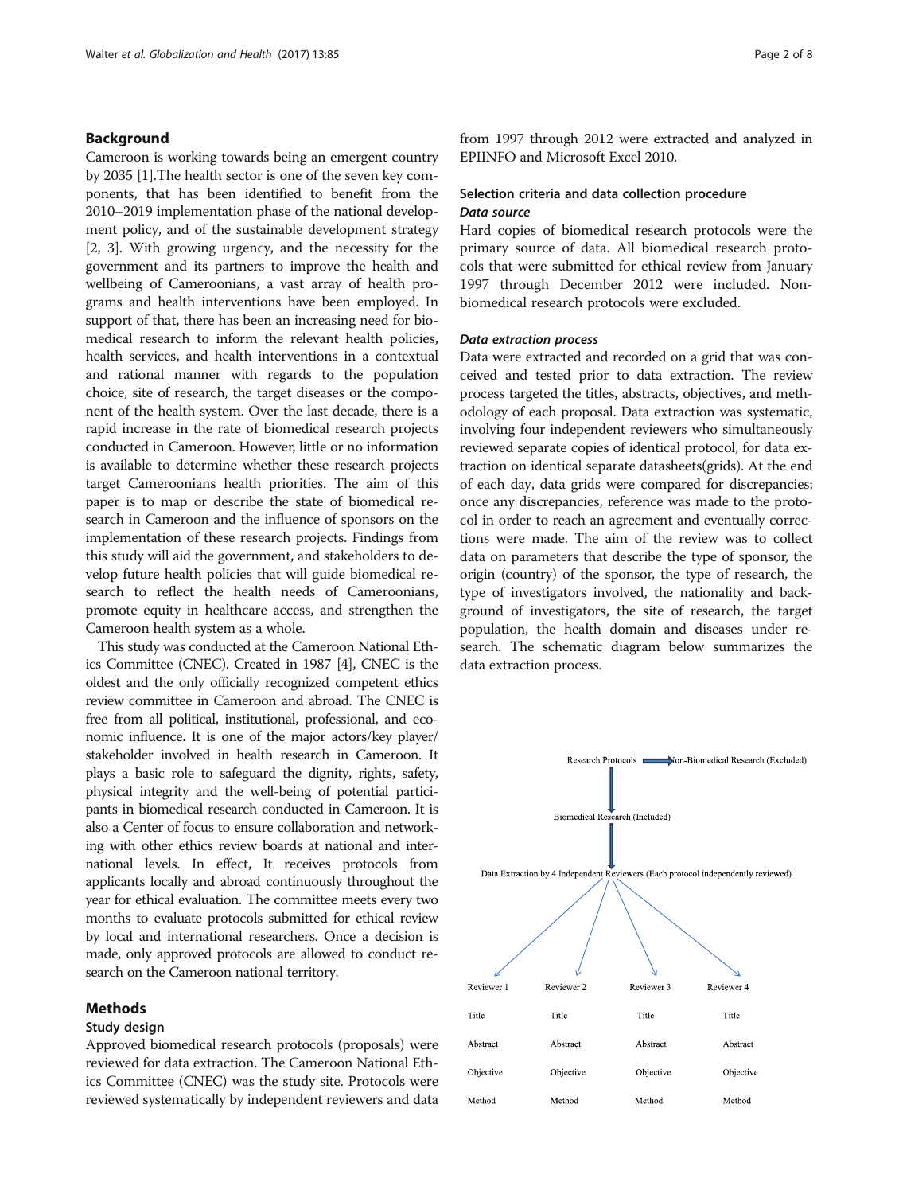## Background

Cameroon is working towards being an emergent country by 2035 [1].The health sector is one of the seven key components, that has been identified to benefit from the 2010–2019 implementation phase of the national development policy, and of the sustainable development strategy [2, 3]. With growing urgency, and the necessity for the government and its partners to improve the health and wellbeing of Cameroonians, a vast array of health programs and health interventions have been employed. In support of that, there has been an increasing need for biomedical research to inform the relevant health policies, health services, and health interventions in a contextual and rational manner with regards to the population choice, site of research, the target diseases or the component of the health system. Over the last decade, there is a rapid increase in the rate of biomedical research projects conducted in Cameroon. However, little or no information is available to determine whether these research projects target Cameroonians health priorities. The aim of this paper is to map or describe the state of biomedical research in Cameroon and the influence of sponsors on the implementation of these research projects. Findings from this study will aid the government, and stakeholders to develop future health policies that will guide biomedical research to reflect the health needs of Cameroonians, promote equity in healthcare access, and strengthen the Cameroon health system as a whole.

This study was conducted at the Cameroon National Ethics Committee (CNEC). Created in 1987 [4], CNEC is the oldest and the only officially recognized competent ethics review committee in Cameroon and abroad. The CNEC is free from all political, institutional, professional, and economic influence. It is one of the major actors/key player/stakeholder involved in health research in Cameroon. It plays a basic role to safeguard the dignity, rights, safety, physical integrity and the well-being of potential participants in biomedical research conducted in Cameroon. It is also a Center of focus to ensure collaboration and networking with other ethics review boards at national and international levels. In effect, It receives protocols from applicants locally and abroad continuously throughout the year for ethical evaluation. The committee meets every two months to evaluate protocols submitted for ethical review by local and international researchers. Once a decision is made, only approved protocols are allowed to conduct research on the Cameroon national territory.

## Methods

### Study design

Approved biomedical research protocols (proposals) were reviewed for data extraction. The Cameroon National Ethics Committee (CNEC) was the study site. Protocols were reviewed systematically by independent reviewers and data from 1997 through 2012 were extracted and analyzed in EPIINFO and Microsoft Excel 2010.

### Selection criteria and data collection procedure

#### *Data source*

Hard copies of biomedical research protocols were the primary source of data. All biomedical research protocols that were submitted for ethical review from January 1997 through December 2012 were included. Non-biomedical research protocols were excluded.

#### *Data extraction process*

Data were extracted and recorded on a grid that was conceived and tested prior to data extraction. The review process targeted the titles, abstracts, objectives, and methodology of each proposal. Data extraction was systematic, involving four independent reviewers who simultaneously reviewed separate copies of identical protocol, for data extraction on identical separate datasheets(grids). At the end of each day, data grids were compared for discrepancies; once any discrepancies, reference was made to the protocol in order to reach an agreement and eventually corrections were made. The aim of the review was to collect data on parameters that describe the type of sponsor, the origin (country) of the sponsor, the type of research, the type of investigators involved, the nationality and background of investigators, the site of research, the target population, the health domain and diseases under research. The schematic diagram below summarizes the data extraction process.

Research Protocols → Non-Biomedical Research (Excluded)

Biomedical Research (Included)

Data Extraction by 4 Independent Reviewers (Each protocol independently reviewed)

| Reviewer 1 | Reviewer 2 | Reviewer 3 | Reviewer 4 |
|---|---|---|---|
| Title | Title | Title | Title |
| Abstract | Abstract | Abstract | Abstract |
| Objective | Objective | Objective | Objective |
| Method | Method | Method | Method |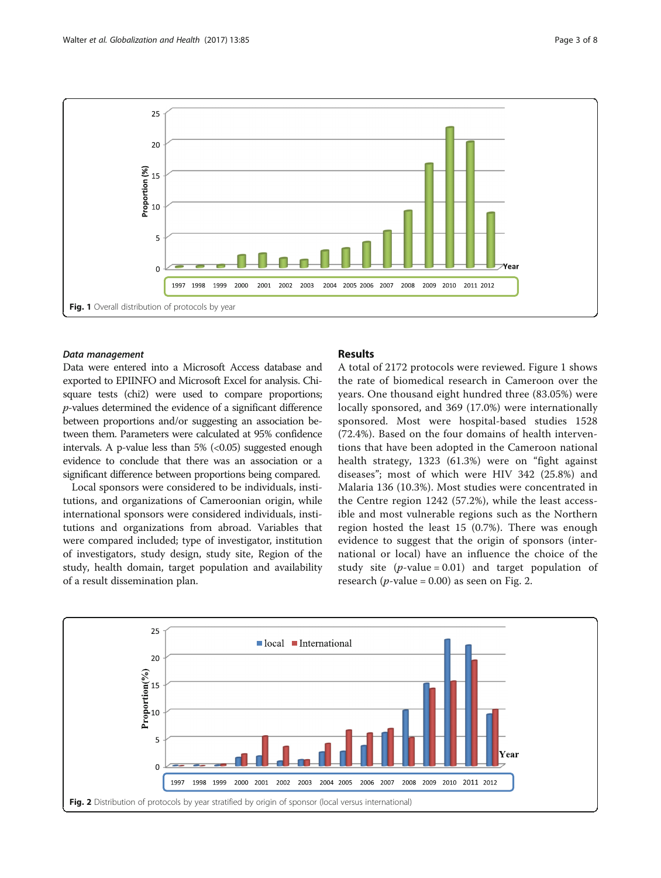Fig. 1 Overall distribution of protocols by year

### *Data management*

Data were entered into a Microsoft Access database and exported to EPIINFO and Microsoft Excel for analysis. Chi-square tests (chi2) were used to compare proportions; *p*-values determined the evidence of a significant difference between proportions and/or suggesting an association between them. Parameters were calculated at 95% confidence intervals. A p-value less than 5% (<0.05) suggested enough evidence to conclude that there was an association or a significant difference between proportions being compared.

Local sponsors were considered to be individuals, institutions, and organizations of Cameroonian origin, while international sponsors were considered individuals, institutions and organizations from abroad. Variables that were compared included; type of investigator, institution of investigators, study design, study site, Region of the study, health domain, target population and availability of a result dissemination plan.

## Results

A total of 2172 protocols were reviewed. Figure 1 shows the rate of biomedical research in Cameroon over the years. One thousand eight hundred three (83.05%) were locally sponsored, and 369 (17.0%) were internationally sponsored. Most were hospital-based studies 1528 (72.4%). Based on the four domains of health interventions that have been adopted in the Cameroon national health strategy, 1323 (61.3%) were on "fight against diseases"; most of which were HIV 342 (25.8%) and Malaria 136 (10.3%). Most studies were concentrated in the Centre region 1242 (57.2%), while the least accessible and most vulnerable regions such as the Northern region hosted the least 15 (0.7%). There was enough evidence to suggest that the origin of sponsors (international or local) have an influence the choice of the study site ($p$-value = 0.01) and target population of research ($p$-value = 0.00) as seen on Fig. 2.

Fig. 2 Distribution of protocols by year stratified by origin of sponsor (local versus international)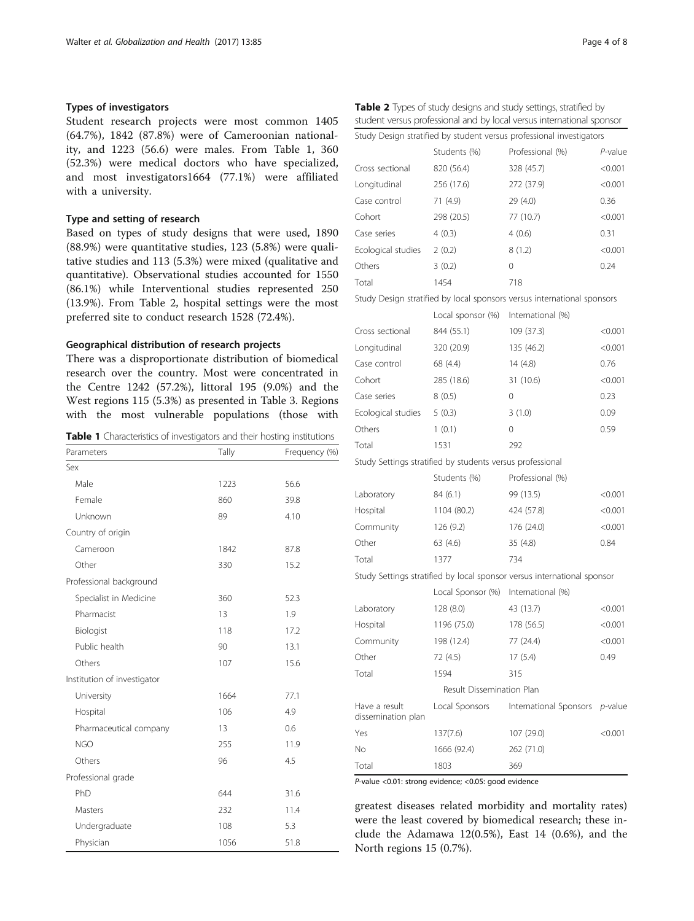### Types of investigators

Student research projects were most common 1405 (64.7%), 1842 (87.8%) were of Cameroonian nationality, and 1223 (56.6) were males. From Table 1, 360 (52.3%) were medical doctors who have specialized, and most investigators1664 (77.1%) were affiliated with a university.

### Type and setting of research

Based on types of study designs that were used, 1890 (88.9%) were quantitative studies, 123 (5.8%) were qualitative studies and 113 (5.3%) were mixed (qualitative and quantitative). Observational studies accounted for 1550 (86.1%) while Interventional studies represented 250 (13.9%). From Table 2, hospital settings were the most preferred site to conduct research 1528 (72.4%).

### Geographical distribution of research projects

There was a disproportionate distribution of biomedical research over the country. Most were concentrated in the Centre 1242 (57.2%), littoral 195 (9.0%) and the West regions 115 (5.3%) as presented in Table 3. Regions with the most vulnerable populations (those with greatest diseases related morbidity and mortality rates) were the least covered by biomedical research; these include the Adamawa 12(0.5%), East 14 (0.6%), and the North regions 15 (0.7%).

**Table 1** Characteristics of investigators and their hosting institutions

| Parameters | Tally | Frequency (%) |
|---|---|---|
| Sex | | |
| Male | 1223 | 56.6 |
| Female | 860 | 39.8 |
| Unknown | 89 | 4.10 |
| Country of origin | | |
| Cameroon | 1842 | 87.8 |
| Other | 330 | 15.2 |
| Professional background | | |
| Specialist in Medicine | 360 | 52.3 |
| Pharmacist | 13 | 1.9 |
| Biologist | 118 | 17.2 |
| Public health | 90 | 13.1 |
| Others | 107 | 15.6 |
| Institution of investigator | | |
| University | 1664 | 77.1 |
| Hospital | 106 | 4.9 |
| Pharmaceutical company | 13 | 0.6 |
| NGO | 255 | 11.9 |
| Others | 96 | 4.5 |
| Professional grade | | |
| PhD | 644 | 31.6 |
| Masters | 232 | 11.4 |
| Undergraduate | 108 | 5.3 |
| Physician | 1056 | 51.8 |

**Table 2** Types of study designs and study settings, stratified by student versus professional and by local versus international sponsor

| Study Design stratified by student versus professional investigators | | | |
|---|---|---|---|
| | Students (%) | Professional (%) | *P*-value |
| Cross sectional | 820 (56.4) | 328 (45.7) | <0.001 |
| Longitudinal | 256 (17.6) | 272 (37.9) | <0.001 |
| Case control | 71 (4.9) | 29 (4.0) | 0.36 |
| Cohort | 298 (20.5) | 77 (10.7) | <0.001 |
| Case series | 4 (0.3) | 4 (0.6) | 0.31 |
| Ecological studies | 2 (0.2) | 8 (1.2) | <0.001 |
| Others | 3 (0.2) | 0 | 0.24 |
| Total | 1454 | 718 | |
| Study Design stratified by local sponsors versus international sponsors | | | |
| | Local sponsor (%) | International (%) | |
| Cross sectional | 844 (55.1) | 109 (37.3) | <0.001 |
| Longitudinal | 320 (20.9) | 135 (46.2) | <0.001 |
| Case control | 68 (4.4) | 14 (4.8) | 0.76 |
| Cohort | 285 (18.6) | 31 (10.6) | <0.001 |
| Case series | 8 (0.5) | 0 | 0.23 |
| Ecological studies | 5 (0.3) | 3 (1.0) | 0.09 |
| Others | 1 (0.1) | 0 | 0.59 |
| Total | 1531 | 292 | |
| Study Settings stratified by students versus professional | | | |
| | Students (%) | Professional (%) | |
| Laboratory | 84 (6.1) | 99 (13.5) | <0.001 |
| Hospital | 1104 (80.2) | 424 (57.8) | <0.001 |
| Community | 126 (9.2) | 176 (24.0) | <0.001 |
| Other | 63 (4.6) | 35 (4.8) | 0.84 |
| Total | 1377 | 734 | |
| Study Settings stratified by local sponsor versus international sponsor | | | |
| | Local Sponsor (%) | International (%) | |
| Laboratory | 128 (8.0) | 43 (13.7) | <0.001 |
| Hospital | 1196 (75.0) | 178 (56.5) | <0.001 |
| Community | 198 (12.4) | 77 (24.4) | <0.001 |
| Other | 72 (4.5) | 17 (5.4) | 0.49 |
| Total | 1594 | 315 | |
| | Result Dissemination Plan | | |
| Have a result dissemination plan | Local Sponsors | International Sponsors | *p*-value |
| Yes | 137(7.6) | 107 (29.0) | <0.001 |
| No | 1666 (92.4) | 262 (71.0) | |
| Total | 1803 | 369 | |

*P*-value <0.01: strong evidence; <0.05: good evidence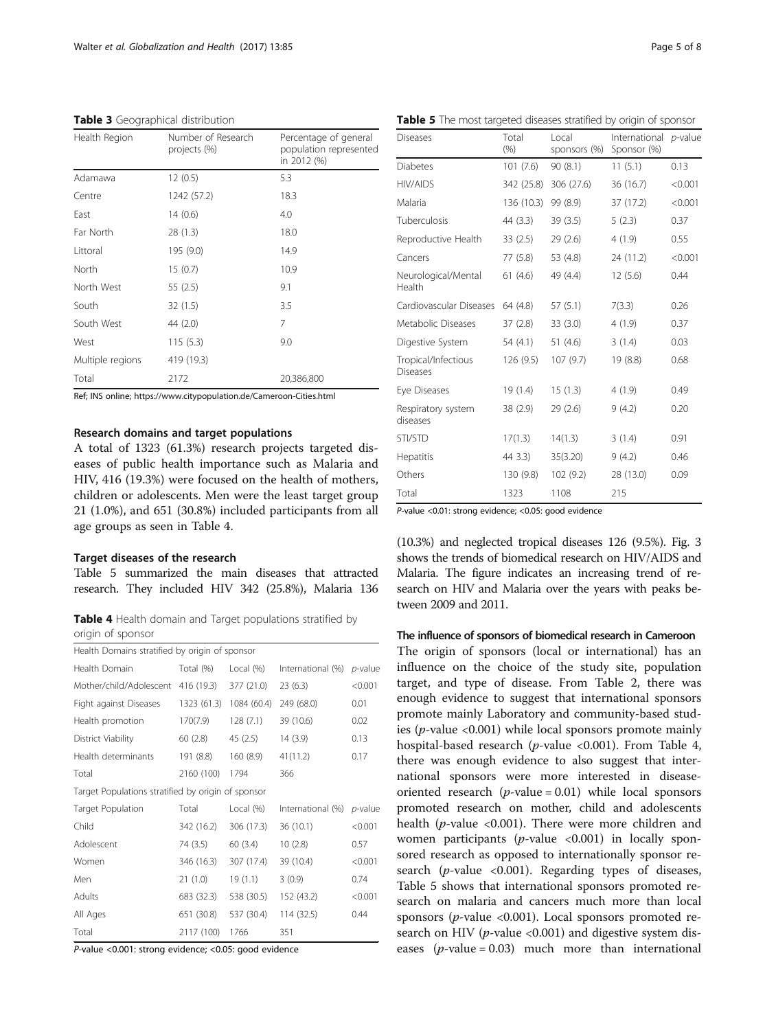**Table 3** Geographical distribution

| Health Region | Number of Research projects (%) | Percentage of general population represented in 2012 (%) |
|---|---|---|
| Adamawa | 12 (0.5) | 5.3 |
| Centre | 1242 (57.2) | 18.3 |
| East | 14 (0.6) | 4.0 |
| Far North | 28 (1.3) | 18.0 |
| Littoral | 195 (9.0) | 14.9 |
| North | 15 (0.7) | 10.9 |
| North West | 55 (2.5) | 9.1 |
| South | 32 (1.5) | 3.5 |
| South West | 44 (2.0) | 7 |
| West | 115 (5.3) | 9.0 |
| Multiple regions | 419 (19.3) | |
| Total | 2172 | 20,386,800 |

Ref; INS online; https://www.citypopulation.de/Cameroon-Cities.html

### Research domains and target populations

A total of 1323 (61.3%) research projects targeted diseases of public health importance such as Malaria and HIV, 416 (19.3%) were focused on the health of mothers, children or adolescents. Men were the least target group 21 (1.0%), and 651 (30.8%) included participants from all age groups as seen in Table 4.

### Target diseases of the research

Table 5 summarized the main diseases that attracted research. They included HIV 342 (25.8%), Malaria 136 (10.3%) and neglected tropical diseases 126 (9.5%). Fig. 3 shows the trends of biomedical research on HIV/AIDS and Malaria. The figure indicates an increasing trend of research on HIV and Malaria over the years with peaks between 2009 and 2011.

**Table 4** Health domain and Target populations stratified by origin of sponsor

| Health Domains stratified by origin of sponsor | | | | |
|---|---|---|---|---|
| Health Domain | Total (%) | Local (%) | International (%) | *p*-value |
| Mother/child/Adolescent | 416 (19.3) | 377 (21.0) | 23 (6.3) | <0.001 |
| Fight against Diseases | 1323 (61.3) | 1084 (60.4) | 249 (68.0) | 0.01 |
| Health promotion | 170(7.9) | 128 (7.1) | 39 (10.6) | 0.02 |
| District Viability | 60 (2.8) | 45 (2.5) | 14 (3.9) | 0.13 |
| Health determinants | 191 (8.8) | 160 (8.9) | 41(11.2) | 0.17 |
| Total | 2160 (100) | 1794 | 366 | |
| **Target Populations stratified by origin of sponsor** | | | | |
| Target Population | Total | Local (%) | International (%) | *p*-value |
| Child | 342 (16.2) | 306 (17.3) | 36 (10.1) | <0.001 |
| Adolescent | 74 (3.5) | 60 (3.4) | 10 (2.8) | 0.57 |
| Women | 346 (16.3) | 307 (17.4) | 39 (10.4) | <0.001 |
| Men | 21 (1.0) | 19 (1.1) | 3 (0.9) | 0.74 |
| Adults | 683 (32.3) | 538 (30.5) | 152 (43.2) | <0.001 |
| All Ages | 651 (30.8) | 537 (30.4) | 114 (32.5) | 0.44 |
| Total | 2117 (100) | 1766 | 351 | |

*P*-value <0.001: strong evidence; <0.05: good evidence

**Table 5** The most targeted diseases stratified by origin of sponsor

| Diseases | Total (%) | Local sponsors (%) | International Sponsor (%) | *p*-value |
|---|---|---|---|---|
| Diabetes | 101 (7.6) | 90 (8.1) | 11 (5.1) | 0.13 |
| HIV/AIDS | 342 (25.8) | 306 (27.6) | 36 (16.7) | <0.001 |
| Malaria | 136 (10.3) | 99 (8.9) | 37 (17.2) | <0.001 |
| Tuberculosis | 44 (3.3) | 39 (3.5) | 5 (2.3) | 0.37 |
| Reproductive Health | 33 (2.5) | 29 (2.6) | 4 (1.9) | 0.55 |
| Cancers | 77 (5.8) | 53 (4.8) | 24 (11.2) | <0.001 |
| Neurological/Mental Health | 61 (4.6) | 49 (4.4) | 12 (5.6) | 0.44 |
| Cardiovascular Diseases | 64 (4.8) | 57 (5.1) | 7(3.3) | 0.26 |
| Metabolic Diseases | 37 (2.8) | 33 (3.0) | 4 (1.9) | 0.37 |
| Digestive System | 54 (4.1) | 51 (4.6) | 3 (1.4) | 0.03 |
| Tropical/Infectious Diseases | 126 (9.5) | 107 (9.7) | 19 (8.8) | 0.68 |
| Eye Diseases | 19 (1.4) | 15 (1.3) | 4 (1.9) | 0.49 |
| Respiratory system diseases | 38 (2.9) | 29 (2.6) | 9 (4.2) | 0.20 |
| STI/STD | 17(1.3) | 14(1.3) | 3 (1.4) | 0.91 |
| Hepatitis | 44 3.3) | 35(3.20) | 9 (4.2) | 0.46 |
| Others | 130 (9.8) | 102 (9.2) | 28 (13.0) | 0.09 |
| Total | 1323 | 1108 | 215 | |

*P*-value <0.01: strong evidence; <0.05: good evidence

### The influence of sponsors of biomedical research in Cameroon

The origin of sponsors (local or international) has an influence on the choice of the study site, population target, and type of disease. From Table 2, there was enough evidence to suggest that international sponsors promote mainly Laboratory and community-based studies (*p*-value <0.001) while local sponsors promote mainly hospital-based research (*p*-value <0.001). From Table 4, there was enough evidence to also suggest that international sponsors were more interested in disease-oriented research (*p*-value = 0.01) while local sponsors promoted research on mother, child and adolescents health (*p*-value <0.001). There were more children and women participants (*p*-value <0.001) in locally sponsored research as opposed to internationally sponsor research (*p*-value <0.001). Regarding types of diseases, Table 5 shows that international sponsors promoted research on malaria and cancers much more than local sponsors (*p*-value <0.001). Local sponsors promoted research on HIV (*p*-value <0.001) and digestive system diseases (*p*-value = 0.03) much more than international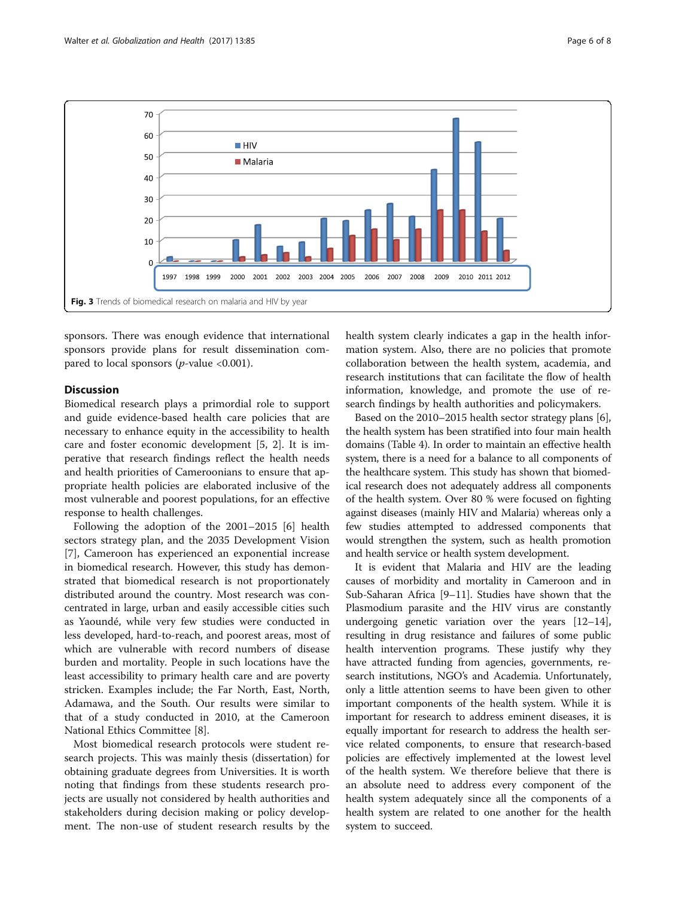Fig. 3 Trends of biomedical research on malaria and HIV by year

sponsors. There was enough evidence that international sponsors provide plans for result dissemination compared to local sponsors ($p$-value <0.001).

## Discussion

Biomedical research plays a primordial role to support and guide evidence-based health care policies that are necessary to enhance equity in the accessibility to health care and foster economic development [5, 2]. It is imperative that research findings reflect the health needs and health priorities of Cameroonians to ensure that appropriate health policies are elaborated inclusive of the most vulnerable and poorest populations, for an effective response to health challenges.

Following the adoption of the 2001–2015 [6] health sectors strategy plan, and the 2035 Development Vision [7], Cameroon has experienced an exponential increase in biomedical research. However, this study has demonstrated that biomedical research is not proportionately distributed around the country. Most research was concentrated in large, urban and easily accessible cities such as Yaoundé, while very few studies were conducted in less developed, hard-to-reach, and poorest areas, most of which are vulnerable with record numbers of disease burden and mortality. People in such locations have the least accessibility to primary health care and are poverty stricken. Examples include; the Far North, East, North, Adamawa, and the South. Our results were similar to that of a study conducted in 2010, at the Cameroon National Ethics Committee [8].

Most biomedical research protocols were student research projects. This was mainly thesis (dissertation) for obtaining graduate degrees from Universities. It is worth noting that findings from these students research projects are usually not considered by health authorities and stakeholders during decision making or policy development. The non-use of student research results by the health system clearly indicates a gap in the health information system. Also, there are no policies that promote collaboration between the health system, academia, and research institutions that can facilitate the flow of health information, knowledge, and promote the use of research findings by health authorities and policymakers.

Based on the 2010–2015 health sector strategy plans [6], the health system has been stratified into four main health domains (Table 4). In order to maintain an effective health system, there is a need for a balance to all components of the healthcare system. This study has shown that biomedical research does not adequately address all components of the health system. Over 80 % were focused on fighting against diseases (mainly HIV and Malaria) whereas only a few studies attempted to addressed components that would strengthen the system, such as health promotion and health service or health system development.

It is evident that Malaria and HIV are the leading causes of morbidity and mortality in Cameroon and in Sub-Saharan Africa [9–11]. Studies have shown that the Plasmodium parasite and the HIV virus are constantly undergoing genetic variation over the years [12–14], resulting in drug resistance and failures of some public health intervention programs. These justify why they have attracted funding from agencies, governments, research institutions, NGO's and Academia. Unfortunately, only a little attention seems to have been given to other important components of the health system. While it is important for research to address eminent diseases, it is equally important for research to address the health service related components, to ensure that research-based policies are effectively implemented at the lowest level of the health system. We therefore believe that there is an absolute need to address every component of the health system adequately since all the components of a health system are related to one another for the health system to succeed.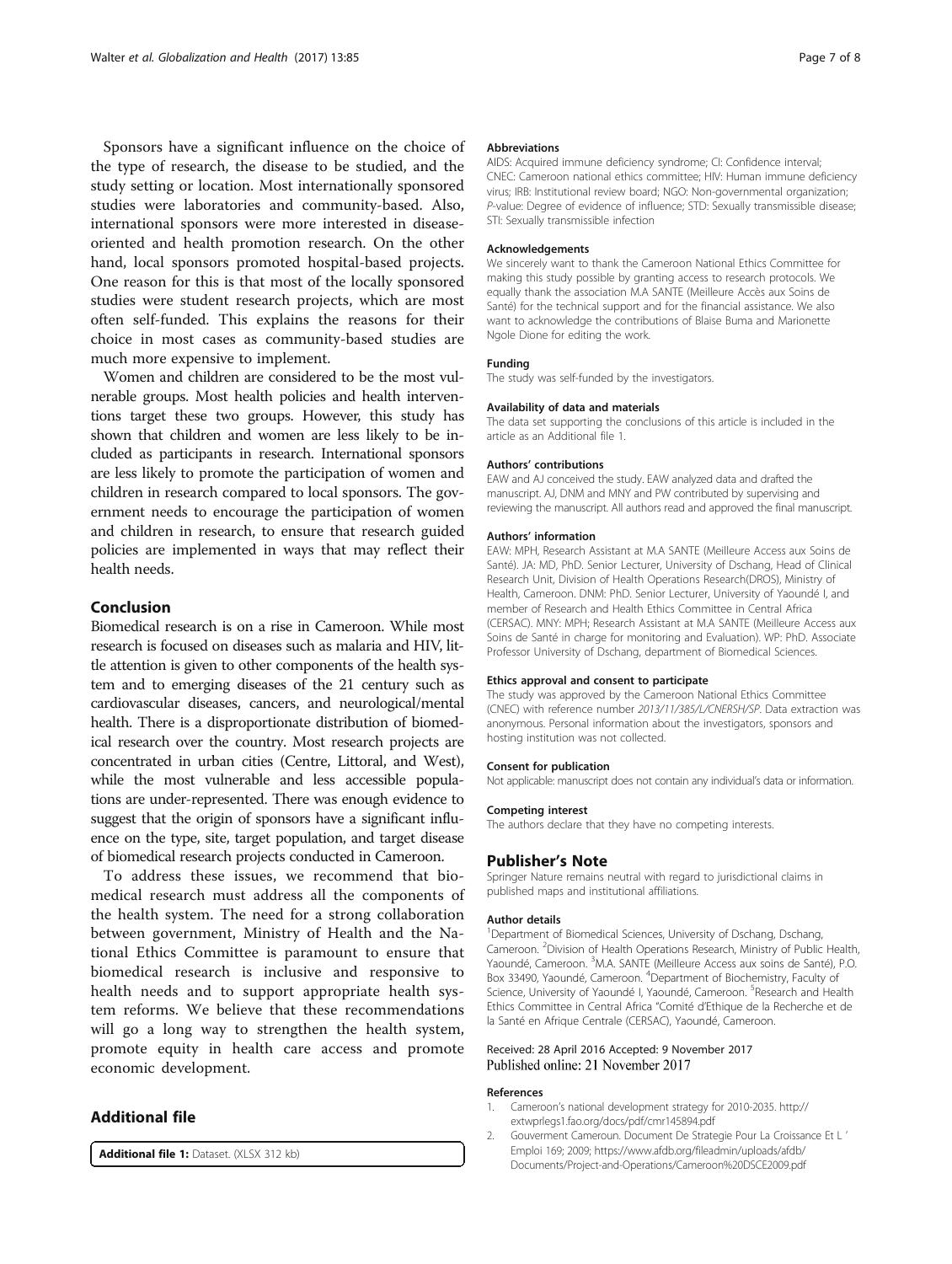Sponsors have a significant influence on the choice of the type of research, the disease to be studied, and the study setting or location. Most internationally sponsored studies were laboratories and community-based. Also, international sponsors were more interested in disease-oriented and health promotion research. On the other hand, local sponsors promoted hospital-based projects. One reason for this is that most of the locally sponsored studies were student research projects, which are most often self-funded. This explains the reasons for their choice in most cases as community-based studies are much more expensive to implement.

Women and children are considered to be the most vulnerable groups. Most health policies and health interventions target these two groups. However, this study has shown that children and women are less likely to be included as participants in research. International sponsors are less likely to promote the participation of women and children in research compared to local sponsors. The government needs to encourage the participation of women and children in research, to ensure that research guided policies are implemented in ways that may reflect their health needs.

## Conclusion

Biomedical research is on a rise in Cameroon. While most research is focused on diseases such as malaria and HIV, little attention is given to other components of the health system and to emerging diseases of the 21 century such as cardiovascular diseases, cancers, and neurological/mental health. There is a disproportionate distribution of biomedical research over the country. Most research projects are concentrated in urban cities (Centre, Littoral, and West), while the most vulnerable and less accessible populations are under-represented. There was enough evidence to suggest that the origin of sponsors have a significant influence on the type, site, target population, and target disease of biomedical research projects conducted in Cameroon.

To address these issues, we recommend that biomedical research must address all the components of the health system. The need for a strong collaboration between government, Ministry of Health and the National Ethics Committee is paramount to ensure that biomedical research is inclusive and responsive to health needs and to support appropriate health system reforms. We believe that these recommendations will go a long way to strengthen the health system, promote equity in health care access and promote economic development.

## Additional file

**Additional file 1:** Dataset. (XLSX 312 kb)

#### Abbreviations

AIDS: Acquired immune deficiency syndrome; CI: Confidence interval; CNEC: Cameroon national ethics committee; HIV: Human immune deficiency virus; IRB: Institutional review board; NGO: Non-governmental organization; *P*-value: Degree of evidence of influence; STD: Sexually transmissible disease; STI: Sexually transmissible infection

#### Acknowledgements

We sincerely want to thank the Cameroon National Ethics Committee for making this study possible by granting access to research protocols. We equally thank the association M.A SANTE (Meilleure Accès aux Soins de Santé) for the technical support and for the financial assistance. We also want to acknowledge the contributions of Blaise Buma and Marionette Ngole Dione for editing the work.

#### Funding

The study was self-funded by the investigators.

#### Availability of data and materials

The data set supporting the conclusions of this article is included in the article as an Additional file 1.

#### Authors' contributions

EAW and AJ conceived the study. EAW analyzed data and drafted the manuscript. AJ, DNM and MNY and PW contributed by supervising and reviewing the manuscript. All authors read and approved the final manuscript.

#### Authors' information

EAW: MPH, Research Assistant at M.A SANTE (Meilleure Access aux Soins de Santé). JA: MD, PhD. Senior Lecturer, University of Dschang, Head of Clinical Research Unit, Division of Health Operations Research(DROS), Ministry of Health, Cameroon. DNM: PhD. Senior Lecturer, University of Yaoundé I, and member of Research and Health Ethics Committee in Central Africa (CERSAC). MNY: MPH; Research Assistant at M.A SANTE (Meilleure Access aux Soins de Santé in charge for monitoring and Evaluation). WP: PhD. Associate Professor University of Dschang, department of Biomedical Sciences.

#### Ethics approval and consent to participate

The study was approved by the Cameroon National Ethics Committee (CNEC) with reference number *2013/11/385/L/CNERSH/SP*. Data extraction was anonymous. Personal information about the investigators, sponsors and hosting institution was not collected.

#### Consent for publication

Not applicable: manuscript does not contain any individual's data or information.

#### Competing interest

The authors declare that they have no competing interests.

## Publisher's Note

Springer Nature remains neutral with regard to jurisdictional claims in published maps and institutional affiliations.

#### Author details

[1]Department of Biomedical Sciences, University of Dschang, Dschang, Cameroon. [2]Division of Health Operations Research, Ministry of Public Health, Yaoundé, Cameroon. [3]M.A. SANTE (Meilleure Access aux soins de Santé), P.O. Box 33490, Yaoundé, Cameroon. [4]Department of Biochemistry, Faculty of Science, University of Yaoundé I, Yaoundé, Cameroon. [5]Research and Health Ethics Committee in Central Africa "Comité d'Ethique de la Recherche et de la Santé en Afrique Centrale (CERSAC), Yaoundé, Cameroon.

Received: 28 April 2016 Accepted: 9 November 2017
Published online: 21 November 2017

#### References

1. Cameroon's national development strategy for 2010-2035. http://extwprlegs1.fao.org/docs/pdf/cmr145894.pdf
2. Gouverment Cameroun. Document De Strategie Pour La Croissance Et L ' Emploi 169; 2009; https://www.afdb.org/fileadmin/uploads/afdb/Documents/Project-and-Operations/Cameroon%20DSCE2009.pdf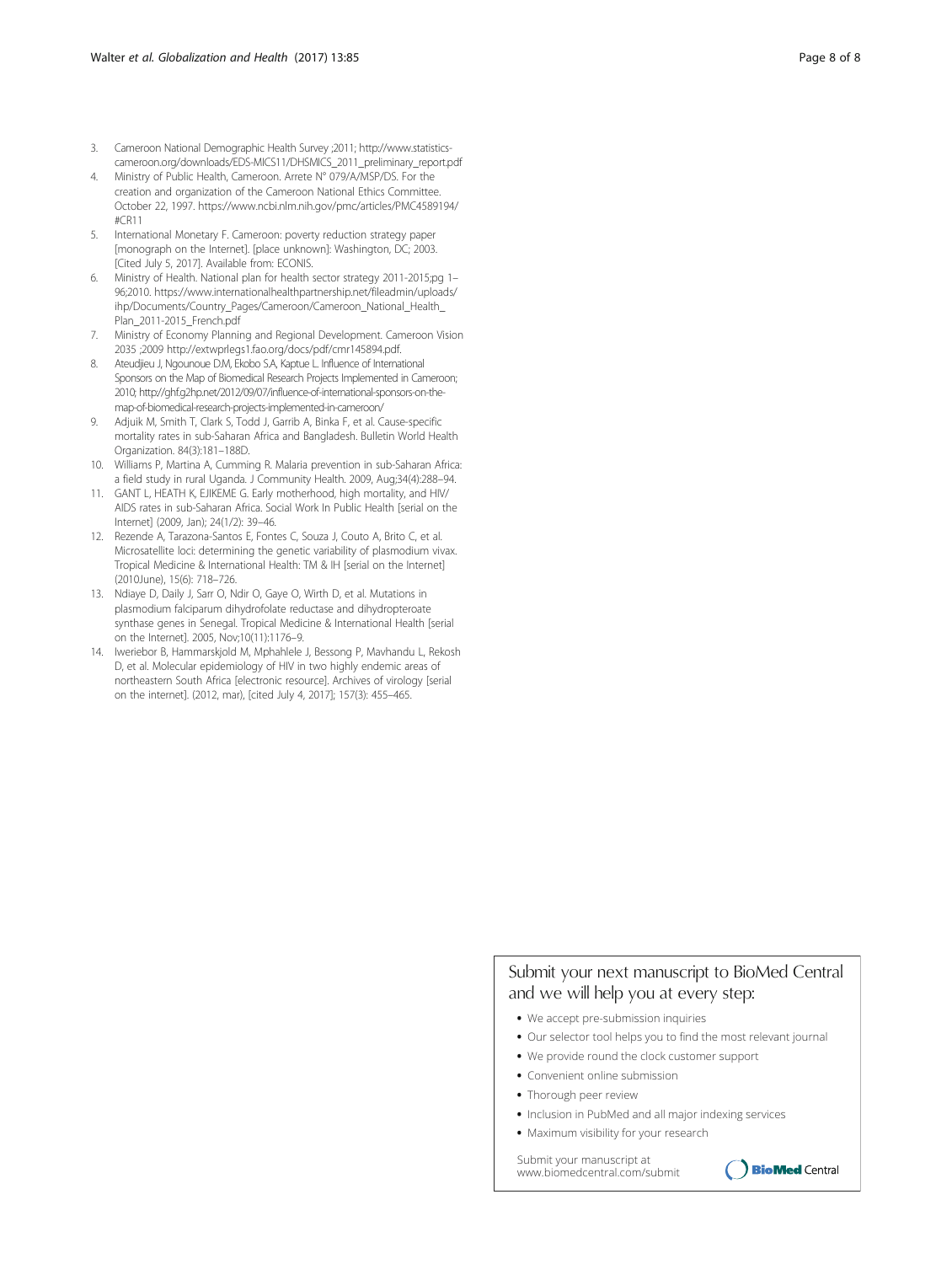3. Cameroon National Demographic Health Survey ;2011; http://www.statistics-cameroon.org/downloads/EDS-MICS11/DHSMICS_2011_preliminary_report.pdf
4. Ministry of Public Health, Cameroon. Arrete N° 079/A/MSP/DS. For the creation and organization of the Cameroon National Ethics Committee. October 22, 1997. https://www.ncbi.nlm.nih.gov/pmc/articles/PMC4589194/#CR11
5. International Monetary F. Cameroon: poverty reduction strategy paper [monograph on the Internet]. [place unknown]: Washington, DC; 2003. [Cited July 5, 2017]. Available from: ECONIS.
6. Ministry of Health. National plan for health sector strategy 2011-2015;pg 1–96;2010. https://www.internationalhealthpartnership.net/fileadmin/uploads/ihp/Documents/Country_Pages/Cameroon/Cameroon_National_Health_Plan_2011-2015_French.pdf
7. Ministry of Economy Planning and Regional Development. Cameroon Vision 2035 ;2009 http://extwprlegs1.fao.org/docs/pdf/cmr145894.pdf.
8. Ateudjieu J, Ngounoue D.M, Ekobo S.A, Kaptue L. Influence of International Sponsors on the Map of Biomedical Research Projects Implemented in Cameroon; 2010; http://ghf.g2hp.net/2012/09/07/influence-of-international-sponsors-on-the-map-of-biomedical-research-projects-implemented-in-cameroon/
9. Adjuik M, Smith T, Clark S, Todd J, Garrib A, Binka F, et al. Cause-specific mortality rates in sub-Saharan Africa and Bangladesh. Bulletin World Health Organization. 84(3):181–188D.
10. Williams P, Martina A, Cumming R. Malaria prevention in sub-Saharan Africa: a field study in rural Uganda. J Community Health. 2009, Aug;34(4):288–94.
11. GANT L, HEATH K, EJIKEME G. Early motherhood, high mortality, and HIV/AIDS rates in sub-Saharan Africa. Social Work In Public Health [serial on the Internet] (2009, Jan); 24(1/2): 39–46.
12. Rezende A, Tarazona-Santos E, Fontes C, Souza J, Couto A, Brito C, et al. Microsatellite loci: determining the genetic variability of plasmodium vivax. Tropical Medicine & International Health: TM & IH [serial on the Internet] (2010June), 15(6): 718–726.
13. Ndiaye D, Daily J, Sarr O, Ndir O, Gaye O, Wirth D, et al. Mutations in plasmodium falciparum dihydrofolate reductase and dihydropteroate synthase genes in Senegal. Tropical Medicine & International Health [serial on the Internet]. 2005, Nov;10(11):1176–9.
14. Iweriebor B, Hammarskjold M, Mphahlele J, Bessong P, Mavhandu L, Rekosh D, et al. Molecular epidemiology of HIV in two highly endemic areas of northeastern South Africa [electronic resource]. Archives of virology [serial on the internet]. (2012, mar), [cited July 4, 2017]; 157(3): 455–465.

Submit your next manuscript to BioMed Central and we will help you at every step:

- We accept pre-submission inquiries
- Our selector tool helps you to find the most relevant journal
- We provide round the clock customer support
- Convenient online submission
- Thorough peer review
- Inclusion in PubMed and all major indexing services
- Maximum visibility for your research

Submit your manuscript at www.biomedcentral.com/submit

BioMed Central